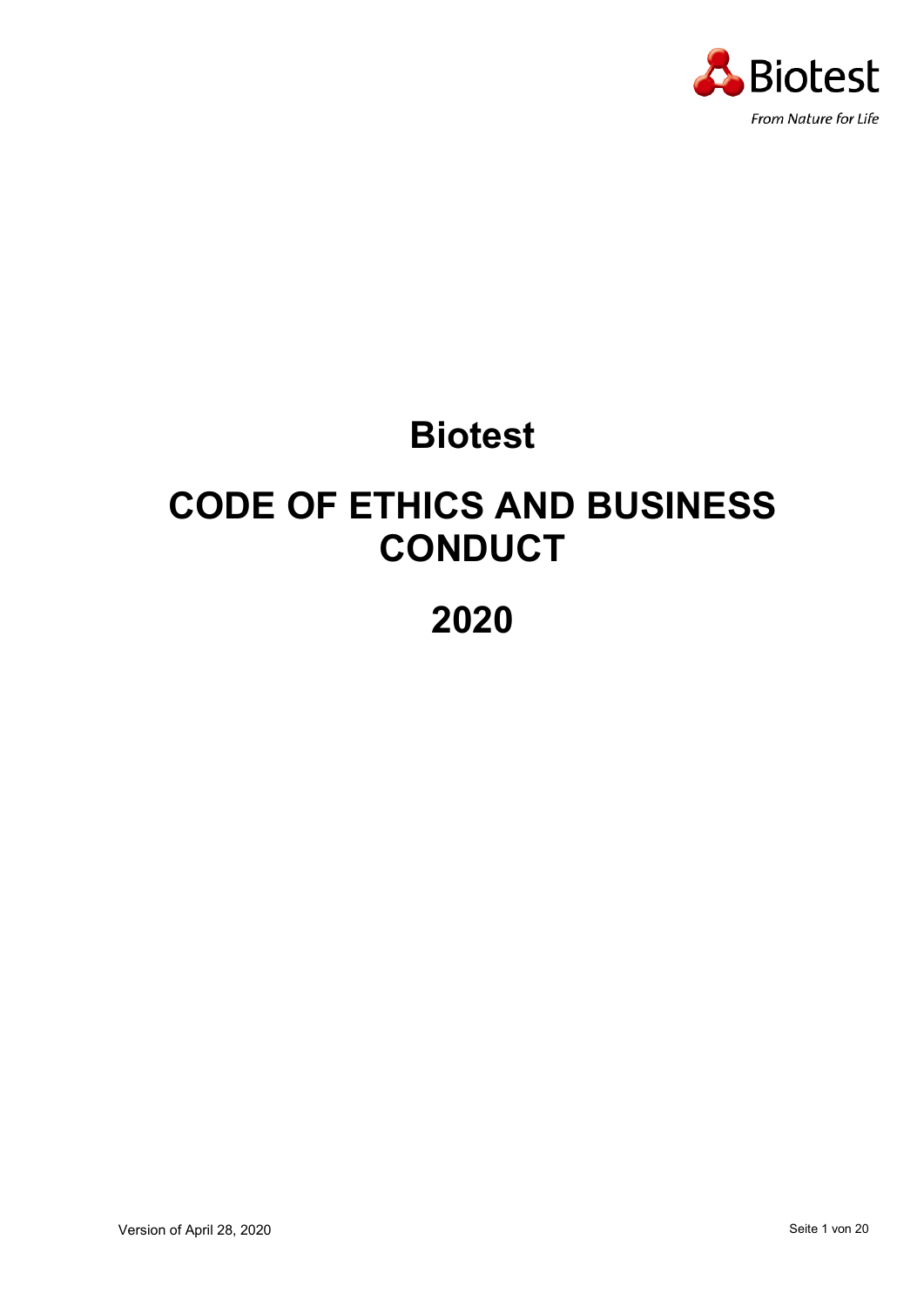Biotest

From Nature for Life

# Biotest

# CODE OF ETHICS AND BUSINESS CONDUCT

# 2020

Version of April 28, 2020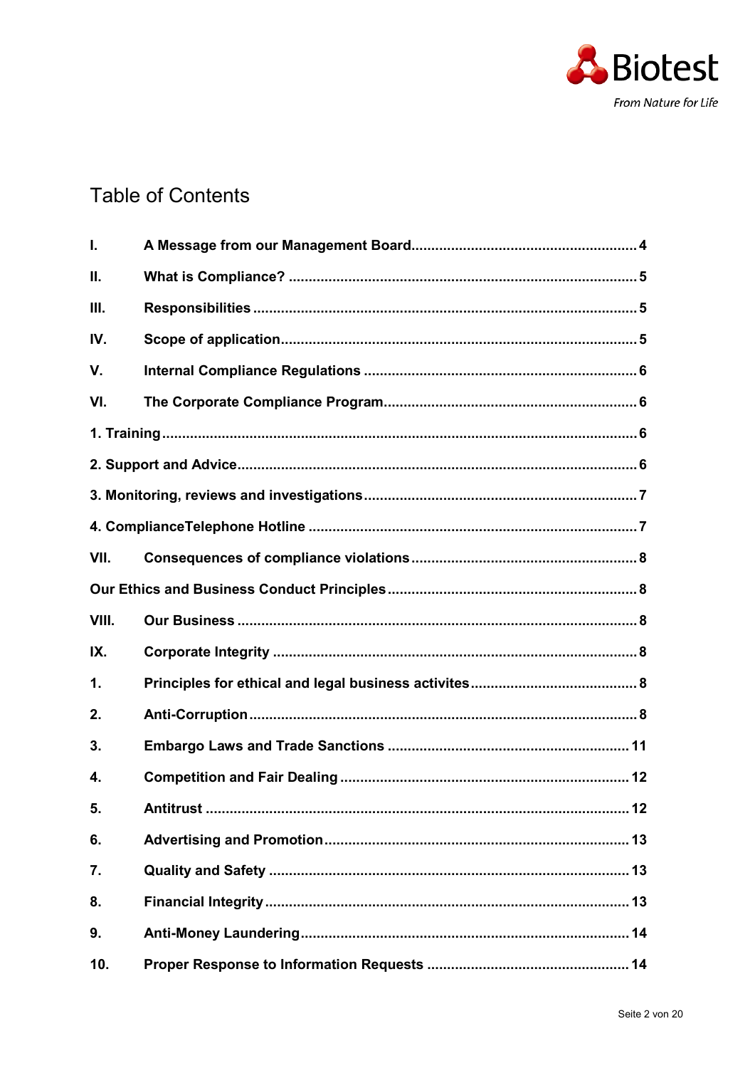# Table of Contents

| | | |
|---|---|---|
| **I.** | **A Message from our Management Board** | **4** |
| **II.** | **What is Compliance?** | **5** |
| **III.** | **Responsibilities** | **5** |
| **IV.** | **Scope of application** | **5** |
| **V.** | **Internal Compliance Regulations** | **6** |
| **VI.** | **The Corporate Compliance Program** | **6** |
| **1. Training** | | **6** |
| **2. Support and Advice** | | **6** |
| **3. Monitoring, reviews and investigations** | | **7** |
| **4. ComplianceTelephone Hotline** | | **7** |
| **VII.** | **Consequences of compliance violations** | **8** |
| **Our Ethics and Business Conduct Principles** | | **8** |
| **VIII.** | **Our Business** | **8** |
| **IX.** | **Corporate Integrity** | **8** |
| **1.** | **Principles for ethical and legal business activites** | **8** |
| **2.** | **Anti-Corruption** | **8** |
| **3.** | **Embargo Laws and Trade Sanctions** | **11** |
| **4.** | **Competition and Fair Dealing** | **12** |
| **5.** | **Antitrust** | **12** |
| **6.** | **Advertising and Promotion** | **13** |
| **7.** | **Quality and Safety** | **13** |
| **8.** | **Financial Integrity** | **13** |
| **9.** | **Anti-Money Laundering** | **14** |
| **10.** | **Proper Response to Information Requests** | **14** |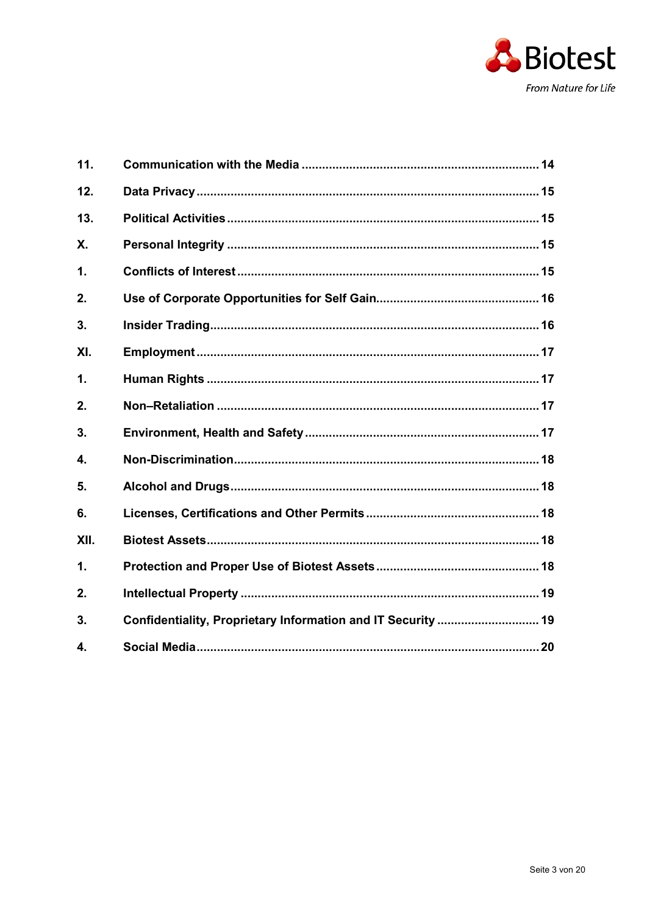| | | |
|---|---|---|
| **11.** | **Communication with the Media** | **14** |
| **12.** | **Data Privacy** | **15** |
| **13.** | **Political Activities** | **15** |
| **X.** | **Personal Integrity** | **15** |
| **1.** | **Conflicts of Interest** | **15** |
| **2.** | **Use of Corporate Opportunities for Self Gain** | **16** |
| **3.** | **Insider Trading** | **16** |
| **XI.** | **Employment** | **17** |
| **1.** | **Human Rights** | **17** |
| **2.** | **Non–Retaliation** | **17** |
| **3.** | **Environment, Health and Safety** | **17** |
| **4.** | **Non-Discrimination** | **18** |
| **5.** | **Alcohol and Drugs** | **18** |
| **6.** | **Licenses, Certifications and Other Permits** | **18** |
| **XII.** | **Biotest Assets** | **18** |
| **1.** | **Protection and Proper Use of Biotest Assets** | **18** |
| **2.** | **Intellectual Property** | **19** |
| **3.** | **Confidentiality, Proprietary Information and IT Security** | **19** |
| **4.** | **Social Media** | **20** |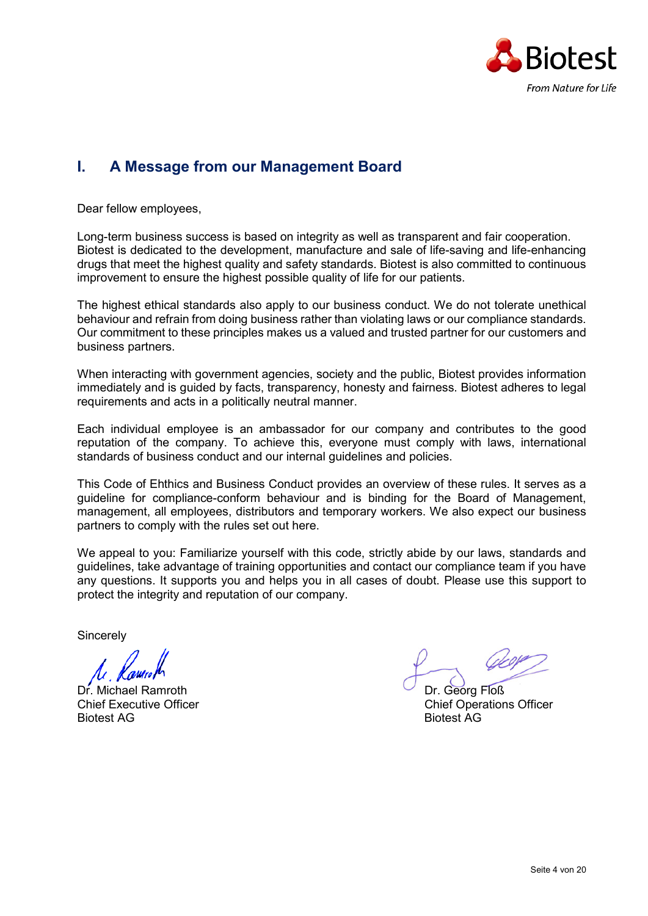## I. A Message from our Management Board

Dear fellow employees,

Long-term business success is based on integrity as well as transparent and fair cooperation. Biotest is dedicated to the development, manufacture and sale of life-saving and life-enhancing drugs that meet the highest quality and safety standards. Biotest is also committed to continuous improvement to ensure the highest possible quality of life for our patients.

The highest ethical standards also apply to our business conduct. We do not tolerate unethical behaviour and refrain from doing business rather than violating laws or our compliance standards. Our commitment to these principles makes us a valued and trusted partner for our customers and business partners.

When interacting with government agencies, society and the public, Biotest provides information immediately and is guided by facts, transparency, honesty and fairness. Biotest adheres to legal requirements and acts in a politically neutral manner.

Each individual employee is an ambassador for our company and contributes to the good reputation of the company. To achieve this, everyone must comply with laws, international standards of business conduct and our internal guidelines and policies.

This Code of Ehthics and Business Conduct provides an overview of these rules. It serves as a guideline for compliance-conform behaviour and is binding for the Board of Management, management, all employees, distributors and temporary workers. We also expect our business partners to comply with the rules set out here.

We appeal to you: Familiarize yourself with this code, strictly abide by our laws, standards and guidelines, take advantage of training opportunities and contact our compliance team if you have any questions. It supports you and helps you in all cases of doubt. Please use this support to protect the integrity and reputation of our company.

Sincerely

Dr. Michael Ramroth
Chief Executive Officer
Biotest AG

Dr. Georg Floß
Chief Operations Officer
Biotest AG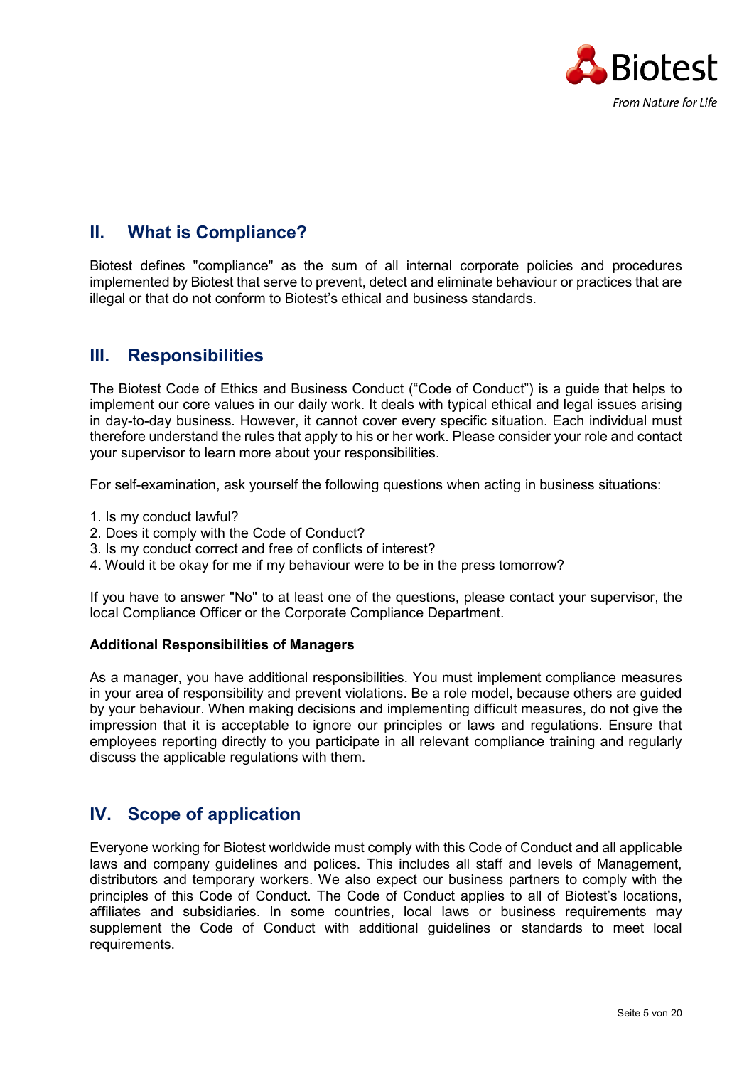## II. What is Compliance?

Biotest defines "compliance" as the sum of all internal corporate policies and procedures implemented by Biotest that serve to prevent, detect and eliminate behaviour or practices that are illegal or that do not conform to Biotest's ethical and business standards.

## III. Responsibilities

The Biotest Code of Ethics and Business Conduct ("Code of Conduct") is a guide that helps to implement our core values in our daily work. It deals with typical ethical and legal issues arising in day-to-day business. However, it cannot cover every specific situation. Each individual must therefore understand the rules that apply to his or her work. Please consider your role and contact your supervisor to learn more about your responsibilities.

For self-examination, ask yourself the following questions when acting in business situations:

1. Is my conduct lawful?
2. Does it comply with the Code of Conduct?
3. Is my conduct correct and free of conflicts of interest?
4. Would it be okay for me if my behaviour were to be in the press tomorrow?

If you have to answer "No" to at least one of the questions, please contact your supervisor, the local Compliance Officer or the Corporate Compliance Department.

**Additional Responsibilities of Managers**

As a manager, you have additional responsibilities. You must implement compliance measures in your area of responsibility and prevent violations. Be a role model, because others are guided by your behaviour. When making decisions and implementing difficult measures, do not give the impression that it is acceptable to ignore our principles or laws and regulations. Ensure that employees reporting directly to you participate in all relevant compliance training and regularly discuss the applicable regulations with them.

## IV. Scope of application

Everyone working for Biotest worldwide must comply with this Code of Conduct and all applicable laws and company guidelines and polices. This includes all staff and levels of Management, distributors and temporary workers. We also expect our business partners to comply with the principles of this Code of Conduct. The Code of Conduct applies to all of Biotest's locations, affiliates and subsidiaries. In some countries, local laws or business requirements may supplement the Code of Conduct with additional guidelines or standards to meet local requirements.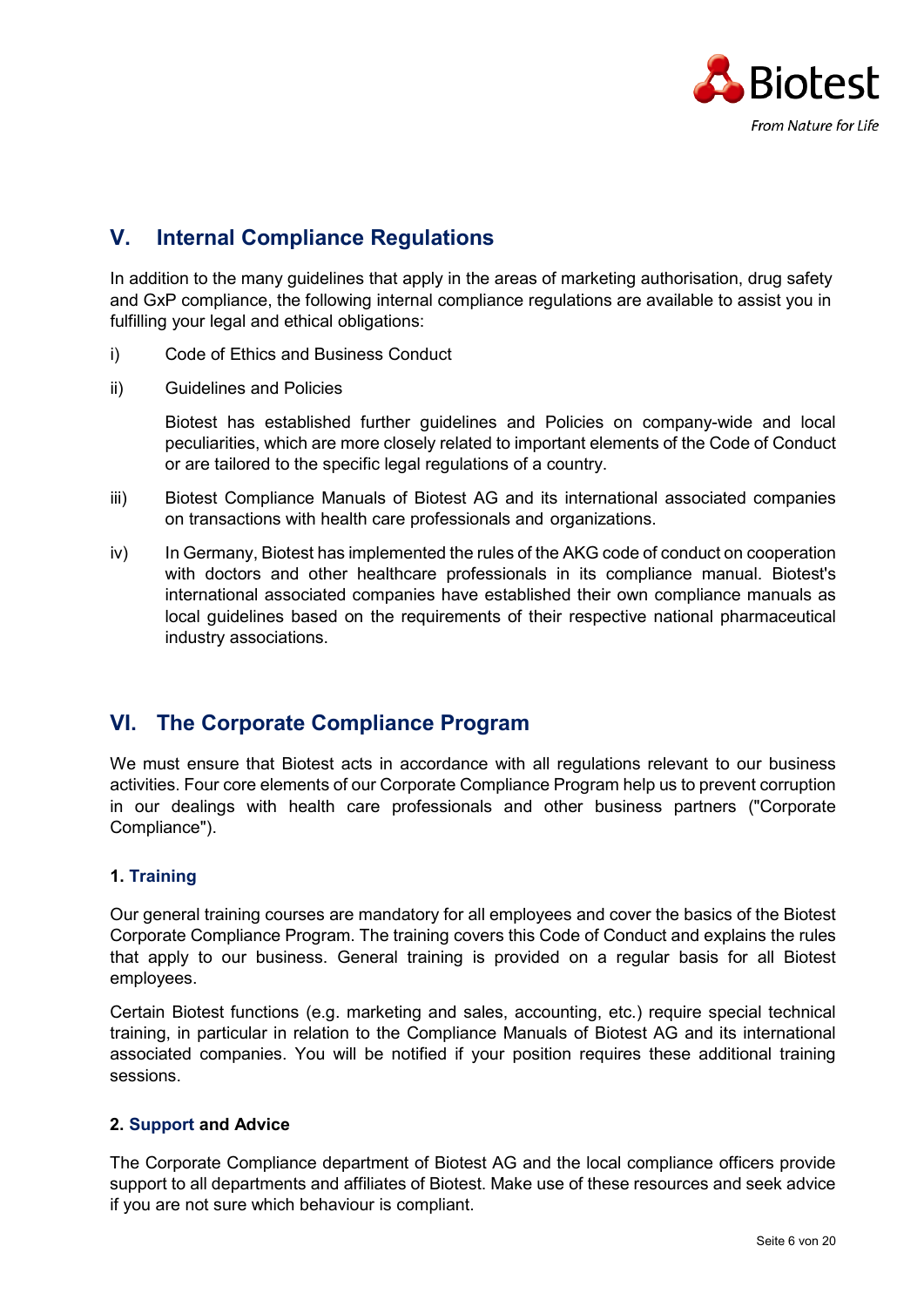## V. Internal Compliance Regulations

In addition to the many guidelines that apply in the areas of marketing authorisation, drug safety and GxP compliance, the following internal compliance regulations are available to assist you in fulfilling your legal and ethical obligations:

i) Code of Ethics and Business Conduct

ii) Guidelines and Policies

   Biotest has established further guidelines and Policies on company-wide and local peculiarities, which are more closely related to important elements of the Code of Conduct or are tailored to the specific legal regulations of a country.

iii) Biotest Compliance Manuals of Biotest AG and its international associated companies on transactions with health care professionals and organizations.

iv) In Germany, Biotest has implemented the rules of the AKG code of conduct on cooperation with doctors and other healthcare professionals in its compliance manual. Biotest's international associated companies have established their own compliance manuals as local guidelines based on the requirements of their respective national pharmaceutical industry associations.

## VI. The Corporate Compliance Program

We must ensure that Biotest acts in accordance with all regulations relevant to our business activities. Four core elements of our Corporate Compliance Program help us to prevent corruption in our dealings with health care professionals and other business partners ("Corporate Compliance").

### 1. Training

Our general training courses are mandatory for all employees and cover the basics of the Biotest Corporate Compliance Program. The training covers this Code of Conduct and explains the rules that apply to our business. General training is provided on a regular basis for all Biotest employees.

Certain Biotest functions (e.g. marketing and sales, accounting, etc.) require special technical training, in particular in relation to the Compliance Manuals of Biotest AG and its international associated companies. You will be notified if your position requires these additional training sessions.

### 2. Support and Advice

The Corporate Compliance department of Biotest AG and the local compliance officers provide support to all departments and affiliates of Biotest. Make use of these resources and seek advice if you are not sure which behaviour is compliant.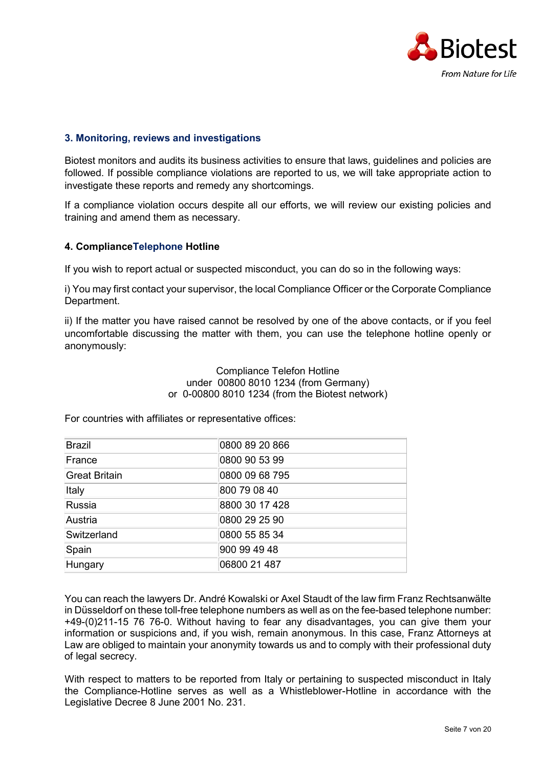## 3. Monitoring, reviews and investigations

Biotest monitors and audits its business activities to ensure that laws, guidelines and policies are followed. If possible compliance violations are reported to us, we will take appropriate action to investigate these reports and remedy any shortcomings.

If a compliance violation occurs despite all our efforts, we will review our existing policies and training and amend them as necessary.

## 4. ComplianceTelephone Hotline

If you wish to report actual or suspected misconduct, you can do so in the following ways:

i) You may first contact your supervisor, the local Compliance Officer or the Corporate Compliance Department.

ii) If the matter you have raised cannot be resolved by one of the above contacts, or if you feel uncomfortable discussing the matter with them, you can use the telephone hotline openly or anonymously:

Compliance Telefon Hotline
under 00800 8010 1234 (from Germany)
or 0-00800 8010 1234 (from the Biotest network)

For countries with affiliates or representative offices:

| | |
|---|---|
| Brazil | 0800 89 20 866 |
| France | 0800 90 53 99 |
| Great Britain | 0800 09 68 795 |
| Italy | 800 79 08 40 |
| Russia | 8800 30 17 428 |
| Austria | 0800 29 25 90 |
| Switzerland | 0800 55 85 34 |
| Spain | 900 99 49 48 |
| Hungary | 06800 21 487 |

You can reach the lawyers Dr. André Kowalski or Axel Staudt of the law firm Franz Rechtsanwälte in Düsseldorf on these toll-free telephone numbers as well as on the fee-based telephone number: +49-(0)211-15 76 76-0. Without having to fear any disadvantages, you can give them your information or suspicions and, if you wish, remain anonymous. In this case, Franz Attorneys at Law are obliged to maintain your anonymity towards us and to comply with their professional duty of legal secrecy.

With respect to matters to be reported from Italy or pertaining to suspected misconduct in Italy the Compliance-Hotline serves as well as a Whistleblower-Hotline in accordance with the Legislative Decree 8 June 2001 No. 231.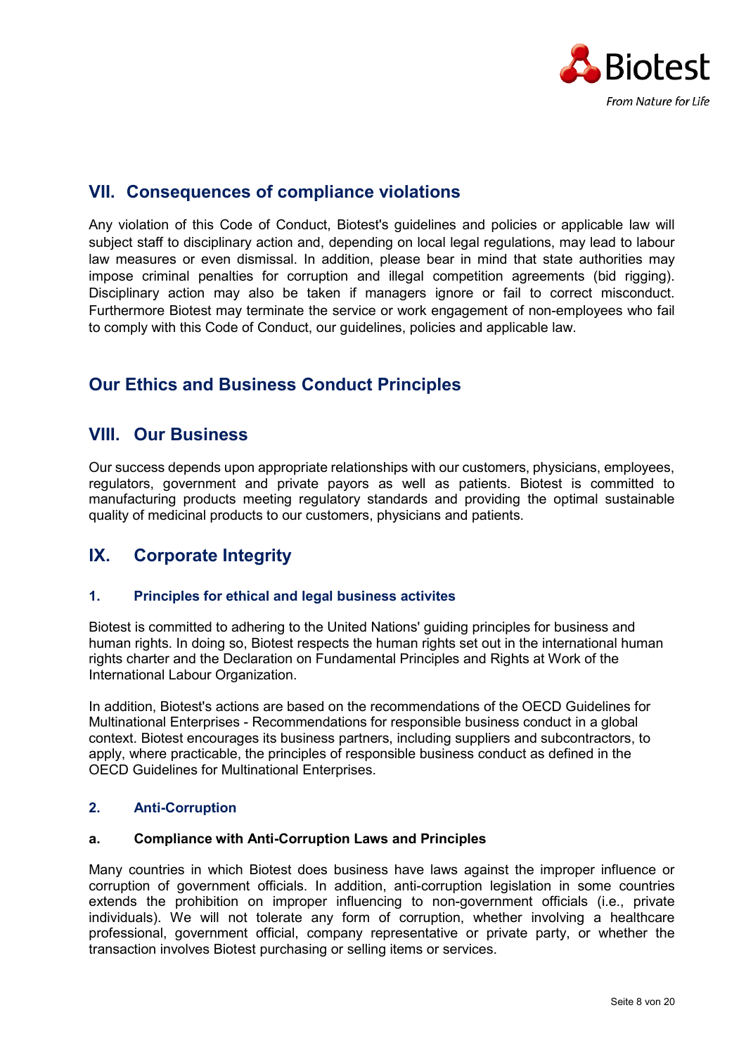## VII. Consequences of compliance violations

Any violation of this Code of Conduct, Biotest's guidelines and policies or applicable law will subject staff to disciplinary action and, depending on local legal regulations, may lead to labour law measures or even dismissal. In addition, please bear in mind that state authorities may impose criminal penalties for corruption and illegal competition agreements (bid rigging). Disciplinary action may also be taken if managers ignore or fail to correct misconduct. Furthermore Biotest may terminate the service or work engagement of non-employees who fail to comply with this Code of Conduct, our guidelines, policies and applicable law.

## Our Ethics and Business Conduct Principles

## VIII. Our Business

Our success depends upon appropriate relationships with our customers, physicians, employees, regulators, government and private payors as well as patients. Biotest is committed to manufacturing products meeting regulatory standards and providing the optimal sustainable quality of medicinal products to our customers, physicians and patients.

## IX. Corporate Integrity

### 1. Principles for ethical and legal business activites

Biotest is committed to adhering to the United Nations' guiding principles for business and human rights. In doing so, Biotest respects the human rights set out in the international human rights charter and the Declaration on Fundamental Principles and Rights at Work of the International Labour Organization.

In addition, Biotest's actions are based on the recommendations of the OECD Guidelines for Multinational Enterprises - Recommendations for responsible business conduct in a global context. Biotest encourages its business partners, including suppliers and subcontractors, to apply, where practicable, the principles of responsible business conduct as defined in the OECD Guidelines for Multinational Enterprises.

### 2. Anti-Corruption

#### a. Compliance with Anti-Corruption Laws and Principles

Many countries in which Biotest does business have laws against the improper influence or corruption of government officials. In addition, anti-corruption legislation in some countries extends the prohibition on improper influencing to non-government officials (i.e., private individuals). We will not tolerate any form of corruption, whether involving a healthcare professional, government official, company representative or private party, or whether the transaction involves Biotest purchasing or selling items or services.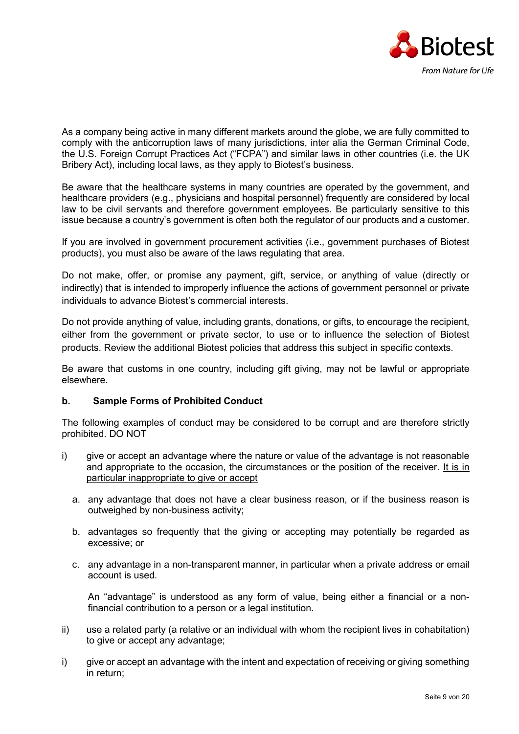As a company being active in many different markets around the globe, we are fully committed to comply with the anticorruption laws of many jurisdictions, inter alia the German Criminal Code, the U.S. Foreign Corrupt Practices Act ("FCPA") and similar laws in other countries (i.e. the UK Bribery Act), including local laws, as they apply to Biotest's business.

Be aware that the healthcare systems in many countries are operated by the government, and healthcare providers (e.g., physicians and hospital personnel) frequently are considered by local law to be civil servants and therefore government employees. Be particularly sensitive to this issue because a country's government is often both the regulator of our products and a customer.

If you are involved in government procurement activities (i.e., government purchases of Biotest products), you must also be aware of the laws regulating that area.

Do not make, offer, or promise any payment, gift, service, or anything of value (directly or indirectly) that is intended to improperly influence the actions of government personnel or private individuals to advance Biotest's commercial interests.

Do not provide anything of value, including grants, donations, or gifts, to encourage the recipient, either from the government or private sector, to use or to influence the selection of Biotest products. Review the additional Biotest policies that address this subject in specific contexts.

Be aware that customs in one country, including gift giving, may not be lawful or appropriate elsewhere.

### b. Sample Forms of Prohibited Conduct

The following examples of conduct may be considered to be corrupt and are therefore strictly prohibited. DO NOT

i) give or accept an advantage where the nature or value of the advantage is not reasonable and appropriate to the occasion, the circumstances or the position of the receiver. <u>It is in particular inappropriate to give or accept</u>

   a. any advantage that does not have a clear business reason, or if the business reason is outweighed by non-business activity;

   b. advantages so frequently that the giving or accepting may potentially be regarded as excessive; or

   c. any advantage in a non-transparent manner, in particular when a private address or email account is used.

   An "advantage" is understood as any form of value, being either a financial or a non-financial contribution to a person or a legal institution.

ii) use a related party (a relative or an individual with whom the recipient lives in cohabitation) to give or accept any advantage;

i) give or accept an advantage with the intent and expectation of receiving or giving something in return;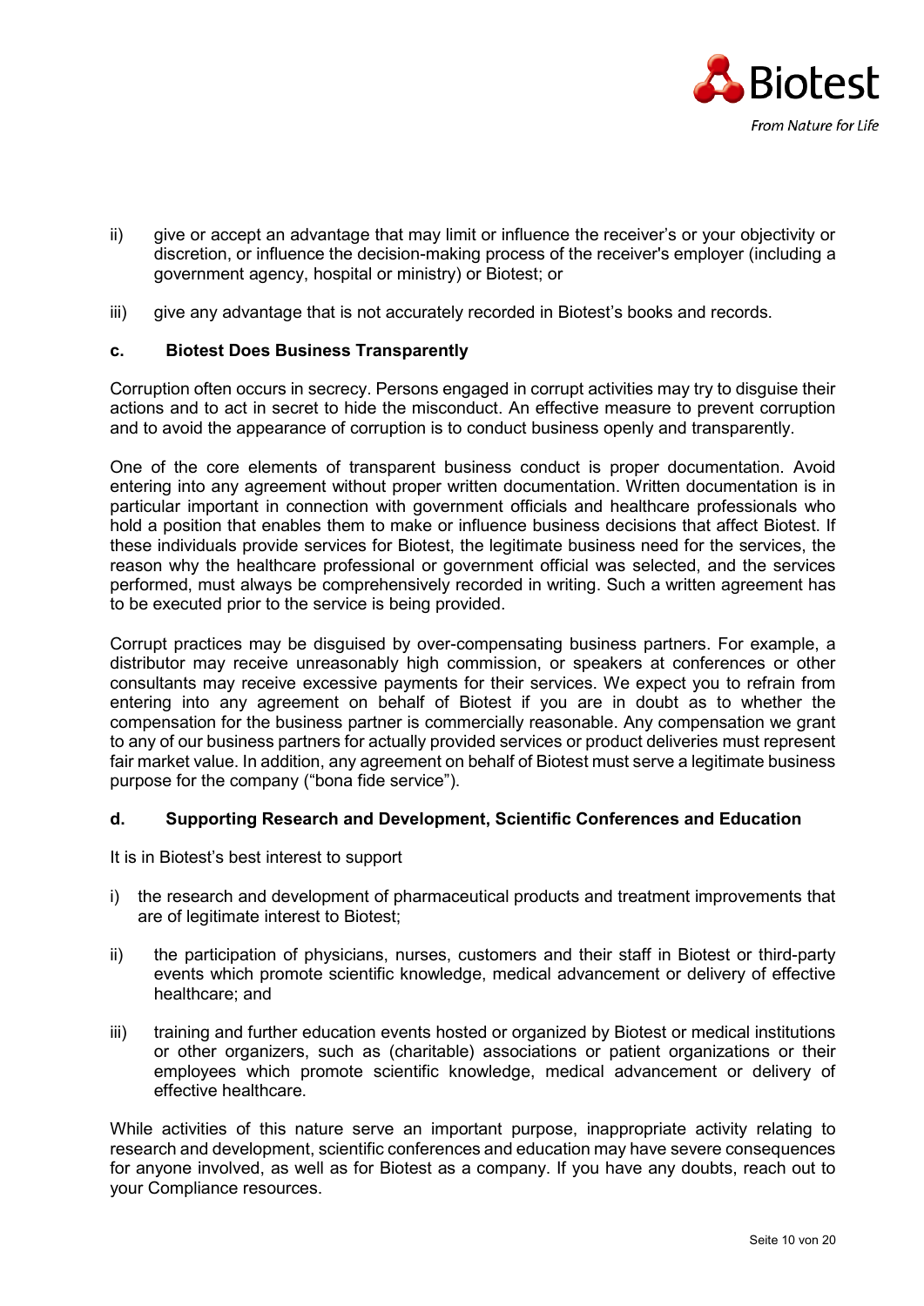ii) give or accept an advantage that may limit or influence the receiver's or your objectivity or discretion, or influence the decision-making process of the receiver's employer (including a government agency, hospital or ministry) or Biotest; or

iii) give any advantage that is not accurately recorded in Biotest's books and records.

### c. Biotest Does Business Transparently

Corruption often occurs in secrecy. Persons engaged in corrupt activities may try to disguise their actions and to act in secret to hide the misconduct. An effective measure to prevent corruption and to avoid the appearance of corruption is to conduct business openly and transparently.

One of the core elements of transparent business conduct is proper documentation. Avoid entering into any agreement without proper written documentation. Written documentation is in particular important in connection with government officials and healthcare professionals who hold a position that enables them to make or influence business decisions that affect Biotest. If these individuals provide services for Biotest, the legitimate business need for the services, the reason why the healthcare professional or government official was selected, and the services performed, must always be comprehensively recorded in writing. Such a written agreement has to be executed prior to the service is being provided.

Corrupt practices may be disguised by over-compensating business partners. For example, a distributor may receive unreasonably high commission, or speakers at conferences or other consultants may receive excessive payments for their services. We expect you to refrain from entering into any agreement on behalf of Biotest if you are in doubt as to whether the compensation for the business partner is commercially reasonable. Any compensation we grant to any of our business partners for actually provided services or product deliveries must represent fair market value. In addition, any agreement on behalf of Biotest must serve a legitimate business purpose for the company ("bona fide service").

### d. Supporting Research and Development, Scientific Conferences and Education

It is in Biotest's best interest to support

i) the research and development of pharmaceutical products and treatment improvements that are of legitimate interest to Biotest;

ii) the participation of physicians, nurses, customers and their staff in Biotest or third-party events which promote scientific knowledge, medical advancement or delivery of effective healthcare; and

iii) training and further education events hosted or organized by Biotest or medical institutions or other organizers, such as (charitable) associations or patient organizations or their employees which promote scientific knowledge, medical advancement or delivery of effective healthcare.

While activities of this nature serve an important purpose, inappropriate activity relating to research and development, scientific conferences and education may have severe consequences for anyone involved, as well as for Biotest as a company. If you have any doubts, reach out to your Compliance resources.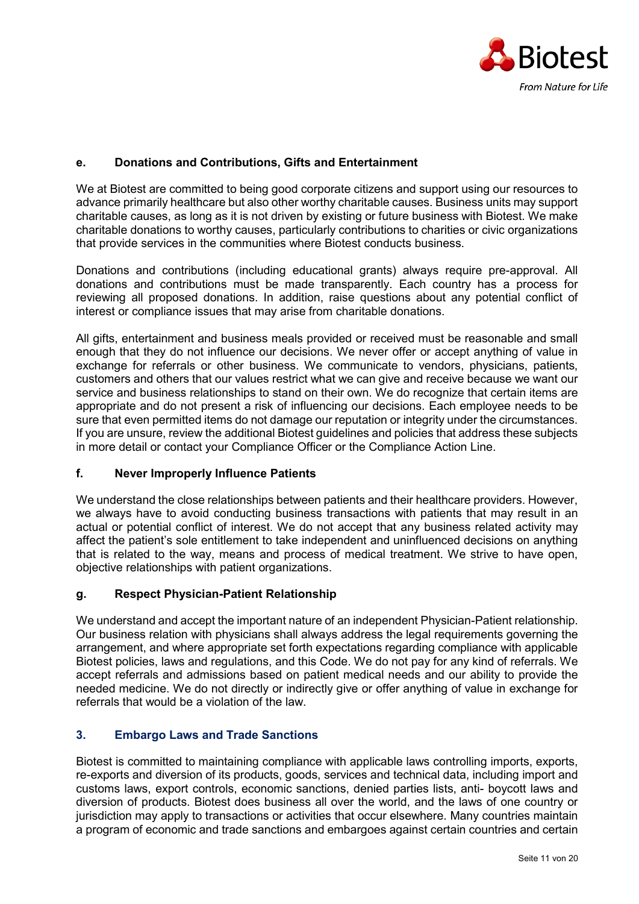### e. Donations and Contributions, Gifts and Entertainment

We at Biotest are committed to being good corporate citizens and support using our resources to advance primarily healthcare but also other worthy charitable causes. Business units may support charitable causes, as long as it is not driven by existing or future business with Biotest. We make charitable donations to worthy causes, particularly contributions to charities or civic organizations that provide services in the communities where Biotest conducts business.

Donations and contributions (including educational grants) always require pre-approval. All donations and contributions must be made transparently. Each country has a process for reviewing all proposed donations. In addition, raise questions about any potential conflict of interest or compliance issues that may arise from charitable donations.

All gifts, entertainment and business meals provided or received must be reasonable and small enough that they do not influence our decisions. We never offer or accept anything of value in exchange for referrals or other business. We communicate to vendors, physicians, patients, customers and others that our values restrict what we can give and receive because we want our service and business relationships to stand on their own. We do recognize that certain items are appropriate and do not present a risk of influencing our decisions. Each employee needs to be sure that even permitted items do not damage our reputation or integrity under the circumstances. If you are unsure, review the additional Biotest guidelines and policies that address these subjects in more detail or contact your Compliance Officer or the Compliance Action Line.

### f. Never Improperly Influence Patients

We understand the close relationships between patients and their healthcare providers. However, we always have to avoid conducting business transactions with patients that may result in an actual or potential conflict of interest. We do not accept that any business related activity may affect the patient's sole entitlement to take independent and uninfluenced decisions on anything that is related to the way, means and process of medical treatment. We strive to have open, objective relationships with patient organizations.

### g. Respect Physician-Patient Relationship

We understand and accept the important nature of an independent Physician-Patient relationship. Our business relation with physicians shall always address the legal requirements governing the arrangement, and where appropriate set forth expectations regarding compliance with applicable Biotest policies, laws and regulations, and this Code. We do not pay for any kind of referrals. We accept referrals and admissions based on patient medical needs and our ability to provide the needed medicine. We do not directly or indirectly give or offer anything of value in exchange for referrals that would be a violation of the law.

## 3. Embargo Laws and Trade Sanctions

Biotest is committed to maintaining compliance with applicable laws controlling imports, exports, re-exports and diversion of its products, goods, services and technical data, including import and customs laws, export controls, economic sanctions, denied parties lists, anti- boycott laws and diversion of products. Biotest does business all over the world, and the laws of one country or jurisdiction may apply to transactions or activities that occur elsewhere. Many countries maintain a program of economic and trade sanctions and embargoes against certain countries and certain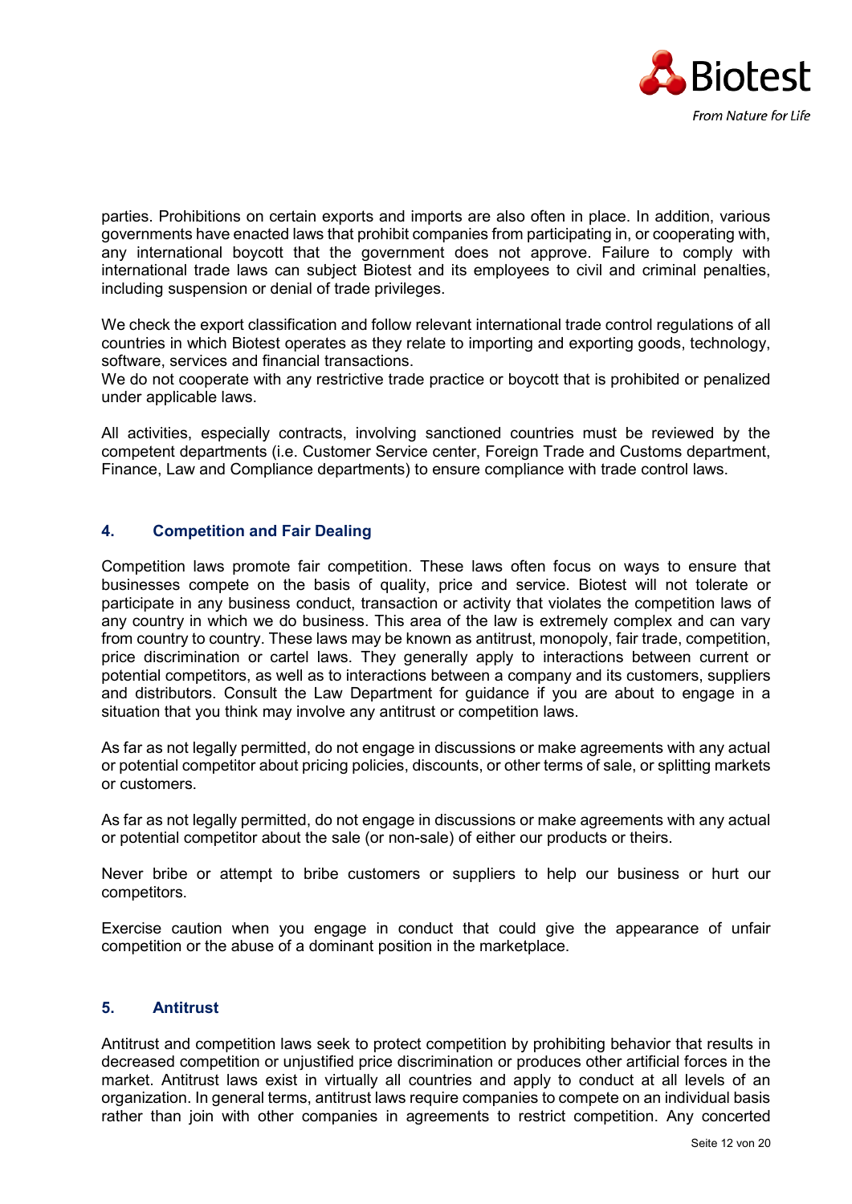parties. Prohibitions on certain exports and imports are also often in place. In addition, various governments have enacted laws that prohibit companies from participating in, or cooperating with, any international boycott that the government does not approve. Failure to comply with international trade laws can subject Biotest and its employees to civil and criminal penalties, including suspension or denial of trade privileges.

We check the export classification and follow relevant international trade control regulations of all countries in which Biotest operates as they relate to importing and exporting goods, technology, software, services and financial transactions.
We do not cooperate with any restrictive trade practice or boycott that is prohibited or penalized under applicable laws.

All activities, especially contracts, involving sanctioned countries must be reviewed by the competent departments (i.e. Customer Service center, Foreign Trade and Customs department, Finance, Law and Compliance departments) to ensure compliance with trade control laws.

## 4. Competition and Fair Dealing

Competition laws promote fair competition. These laws often focus on ways to ensure that businesses compete on the basis of quality, price and service. Biotest will not tolerate or participate in any business conduct, transaction or activity that violates the competition laws of any country in which we do business. This area of the law is extremely complex and can vary from country to country. These laws may be known as antitrust, monopoly, fair trade, competition, price discrimination or cartel laws. They generally apply to interactions between current or potential competitors, as well as to interactions between a company and its customers, suppliers and distributors. Consult the Law Department for guidance if you are about to engage in a situation that you think may involve any antitrust or competition laws.

As far as not legally permitted, do not engage in discussions or make agreements with any actual or potential competitor about pricing policies, discounts, or other terms of sale, or splitting markets or customers.

As far as not legally permitted, do not engage in discussions or make agreements with any actual or potential competitor about the sale (or non-sale) of either our products or theirs.

Never bribe or attempt to bribe customers or suppliers to help our business or hurt our competitors.

Exercise caution when you engage in conduct that could give the appearance of unfair competition or the abuse of a dominant position in the marketplace.

## 5. Antitrust

Antitrust and competition laws seek to protect competition by prohibiting behavior that results in decreased competition or unjustified price discrimination or produces other artificial forces in the market. Antitrust laws exist in virtually all countries and apply to conduct at all levels of an organization. In general terms, antitrust laws require companies to compete on an individual basis rather than join with other companies in agreements to restrict competition. Any concerted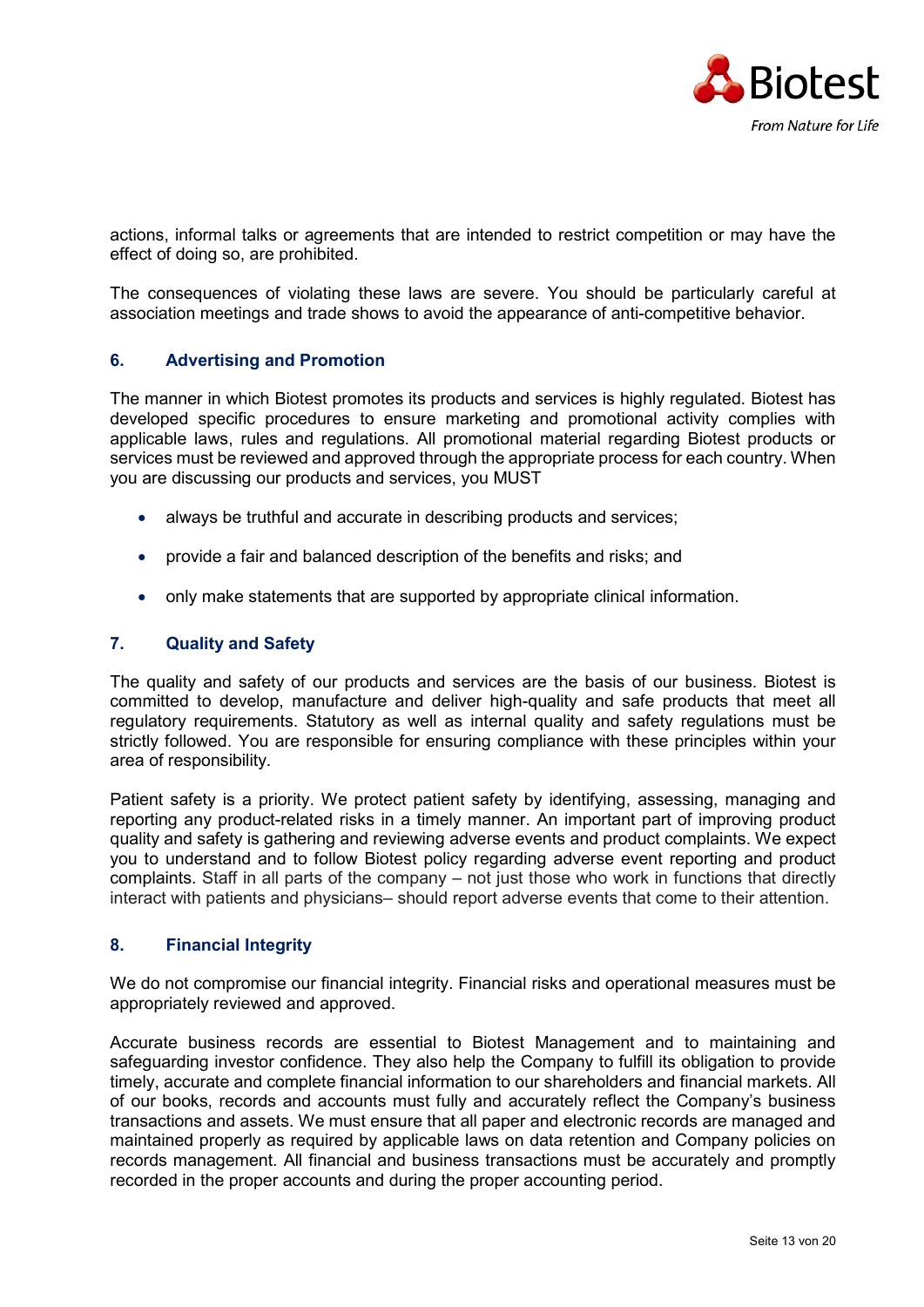actions, informal talks or agreements that are intended to restrict competition or may have the effect of doing so, are prohibited.

The consequences of violating these laws are severe. You should be particularly careful at association meetings and trade shows to avoid the appearance of anti-competitive behavior.

## 6. Advertising and Promotion

The manner in which Biotest promotes its products and services is highly regulated. Biotest has developed specific procedures to ensure marketing and promotional activity complies with applicable laws, rules and regulations. All promotional material regarding Biotest products or services must be reviewed and approved through the appropriate process for each country. When you are discussing our products and services, you MUST

- always be truthful and accurate in describing products and services;
- provide a fair and balanced description of the benefits and risks; and
- only make statements that are supported by appropriate clinical information.

## 7. Quality and Safety

The quality and safety of our products and services are the basis of our business. Biotest is committed to develop, manufacture and deliver high-quality and safe products that meet all regulatory requirements. Statutory as well as internal quality and safety regulations must be strictly followed. You are responsible for ensuring compliance with these principles within your area of responsibility.

Patient safety is a priority. We protect patient safety by identifying, assessing, managing and reporting any product-related risks in a timely manner. An important part of improving product quality and safety is gathering and reviewing adverse events and product complaints. We expect you to understand and to follow Biotest policy regarding adverse event reporting and product complaints. Staff in all parts of the company – not just those who work in functions that directly interact with patients and physicians– should report adverse events that come to their attention.

## 8. Financial Integrity

We do not compromise our financial integrity. Financial risks and operational measures must be appropriately reviewed and approved.

Accurate business records are essential to Biotest Management and to maintaining and safeguarding investor confidence. They also help the Company to fulfill its obligation to provide timely, accurate and complete financial information to our shareholders and financial markets. All of our books, records and accounts must fully and accurately reflect the Company's business transactions and assets. We must ensure that all paper and electronic records are managed and maintained properly as required by applicable laws on data retention and Company policies on records management. All financial and business transactions must be accurately and promptly recorded in the proper accounts and during the proper accounting period.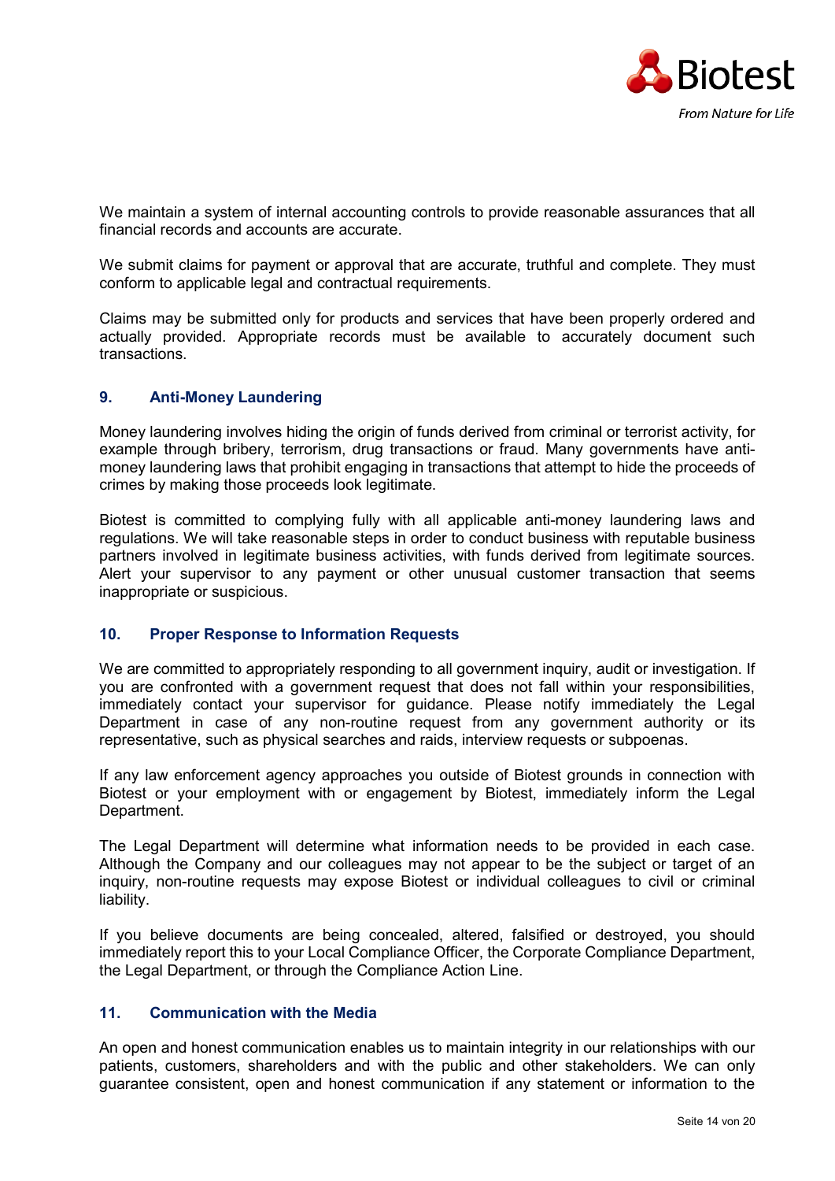We maintain a system of internal accounting controls to provide reasonable assurances that all financial records and accounts are accurate.

We submit claims for payment or approval that are accurate, truthful and complete. They must conform to applicable legal and contractual requirements.

Claims may be submitted only for products and services that have been properly ordered and actually provided. Appropriate records must be available to accurately document such transactions.

## 9. Anti-Money Laundering

Money laundering involves hiding the origin of funds derived from criminal or terrorist activity, for example through bribery, terrorism, drug transactions or fraud. Many governments have anti-money laundering laws that prohibit engaging in transactions that attempt to hide the proceeds of crimes by making those proceeds look legitimate.

Biotest is committed to complying fully with all applicable anti-money laundering laws and regulations. We will take reasonable steps in order to conduct business with reputable business partners involved in legitimate business activities, with funds derived from legitimate sources. Alert your supervisor to any payment or other unusual customer transaction that seems inappropriate or suspicious.

## 10. Proper Response to Information Requests

We are committed to appropriately responding to all government inquiry, audit or investigation. If you are confronted with a government request that does not fall within your responsibilities, immediately contact your supervisor for guidance. Please notify immediately the Legal Department in case of any non-routine request from any government authority or its representative, such as physical searches and raids, interview requests or subpoenas.

If any law enforcement agency approaches you outside of Biotest grounds in connection with Biotest or your employment with or engagement by Biotest, immediately inform the Legal Department.

The Legal Department will determine what information needs to be provided in each case. Although the Company and our colleagues may not appear to be the subject or target of an inquiry, non-routine requests may expose Biotest or individual colleagues to civil or criminal liability.

If you believe documents are being concealed, altered, falsified or destroyed, you should immediately report this to your Local Compliance Officer, the Corporate Compliance Department, the Legal Department, or through the Compliance Action Line.

## 11. Communication with the Media

An open and honest communication enables us to maintain integrity in our relationships with our patients, customers, shareholders and with the public and other stakeholders. We can only guarantee consistent, open and honest communication if any statement or information to the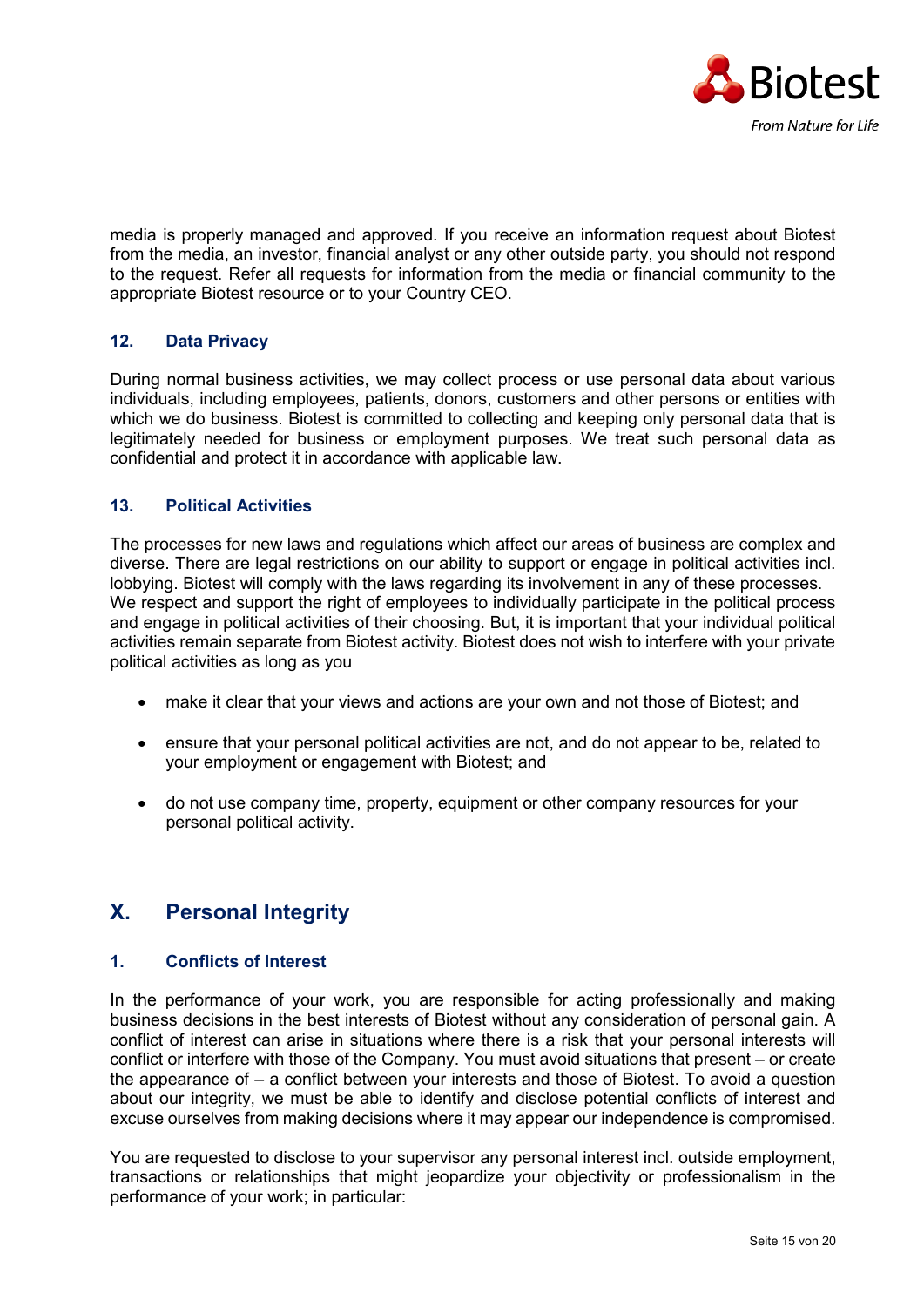media is properly managed and approved. If you receive an information request about Biotest from the media, an investor, financial analyst or any other outside party, you should not respond to the request. Refer all requests for information from the media or financial community to the appropriate Biotest resource or to your Country CEO.

### 12. Data Privacy

During normal business activities, we may collect process or use personal data about various individuals, including employees, patients, donors, customers and other persons or entities with which we do business. Biotest is committed to collecting and keeping only personal data that is legitimately needed for business or employment purposes. We treat such personal data as confidential and protect it in accordance with applicable law.

### 13. Political Activities

The processes for new laws and regulations which affect our areas of business are complex and diverse. There are legal restrictions on our ability to support or engage in political activities incl. lobbying. Biotest will comply with the laws regarding its involvement in any of these processes. We respect and support the right of employees to individually participate in the political process and engage in political activities of their choosing. But, it is important that your individual political activities remain separate from Biotest activity. Biotest does not wish to interfere with your private political activities as long as you

- make it clear that your views and actions are your own and not those of Biotest; and
- ensure that your personal political activities are not, and do not appear to be, related to your employment or engagement with Biotest; and
- do not use company time, property, equipment or other company resources for your personal political activity.

## X. Personal Integrity

### 1. Conflicts of Interest

In the performance of your work, you are responsible for acting professionally and making business decisions in the best interests of Biotest without any consideration of personal gain. A conflict of interest can arise in situations where there is a risk that your personal interests will conflict or interfere with those of the Company. You must avoid situations that present – or create the appearance of – a conflict between your interests and those of Biotest. To avoid a question about our integrity, we must be able to identify and disclose potential conflicts of interest and excuse ourselves from making decisions where it may appear our independence is compromised.

You are requested to disclose to your supervisor any personal interest incl. outside employment, transactions or relationships that might jeopardize your objectivity or professionalism in the performance of your work; in particular: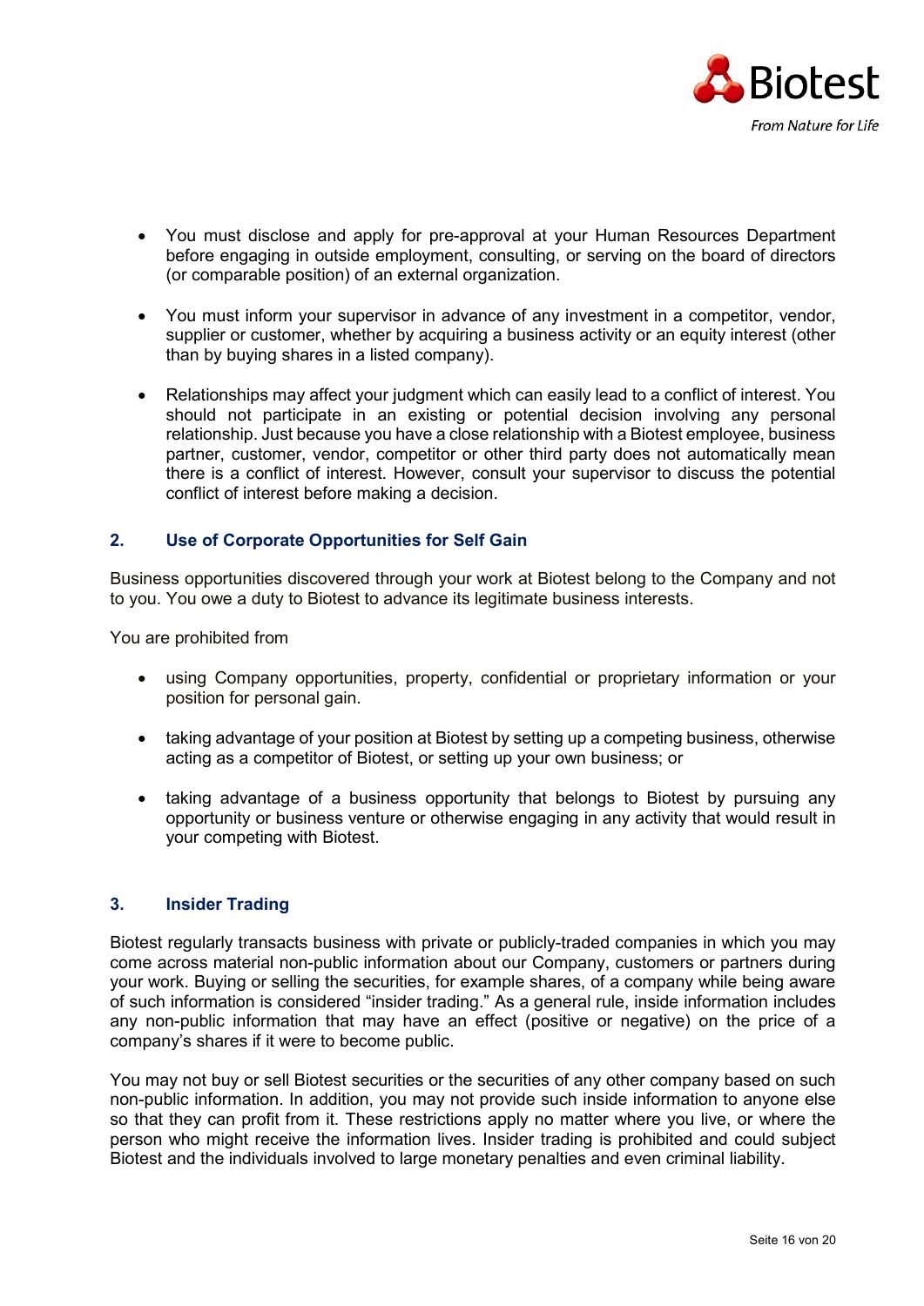- You must disclose and apply for pre-approval at your Human Resources Department before engaging in outside employment, consulting, or serving on the board of directors (or comparable position) of an external organization.
- You must inform your supervisor in advance of any investment in a competitor, vendor, supplier or customer, whether by acquiring a business activity or an equity interest (other than by buying shares in a listed company).
- Relationships may affect your judgment which can easily lead to a conflict of interest. You should not participate in an existing or potential decision involving any personal relationship. Just because you have a close relationship with a Biotest employee, business partner, customer, vendor, competitor or other third party does not automatically mean there is a conflict of interest. However, consult your supervisor to discuss the potential conflict of interest before making a decision.

## 2. Use of Corporate Opportunities for Self Gain

Business opportunities discovered through your work at Biotest belong to the Company and not to you. You owe a duty to Biotest to advance its legitimate business interests.

You are prohibited from

- using Company opportunities, property, confidential or proprietary information or your position for personal gain.
- taking advantage of your position at Biotest by setting up a competing business, otherwise acting as a competitor of Biotest, or setting up your own business; or
- taking advantage of a business opportunity that belongs to Biotest by pursuing any opportunity or business venture or otherwise engaging in any activity that would result in your competing with Biotest.

## 3. Insider Trading

Biotest regularly transacts business with private or publicly-traded companies in which you may come across material non-public information about our Company, customers or partners during your work. Buying or selling the securities, for example shares, of a company while being aware of such information is considered "insider trading." As a general rule, inside information includes any non-public information that may have an effect (positive or negative) on the price of a company's shares if it were to become public.

You may not buy or sell Biotest securities or the securities of any other company based on such non-public information. In addition, you may not provide such inside information to anyone else so that they can profit from it. These restrictions apply no matter where you live, or where the person who might receive the information lives. Insider trading is prohibited and could subject Biotest and the individuals involved to large monetary penalties and even criminal liability.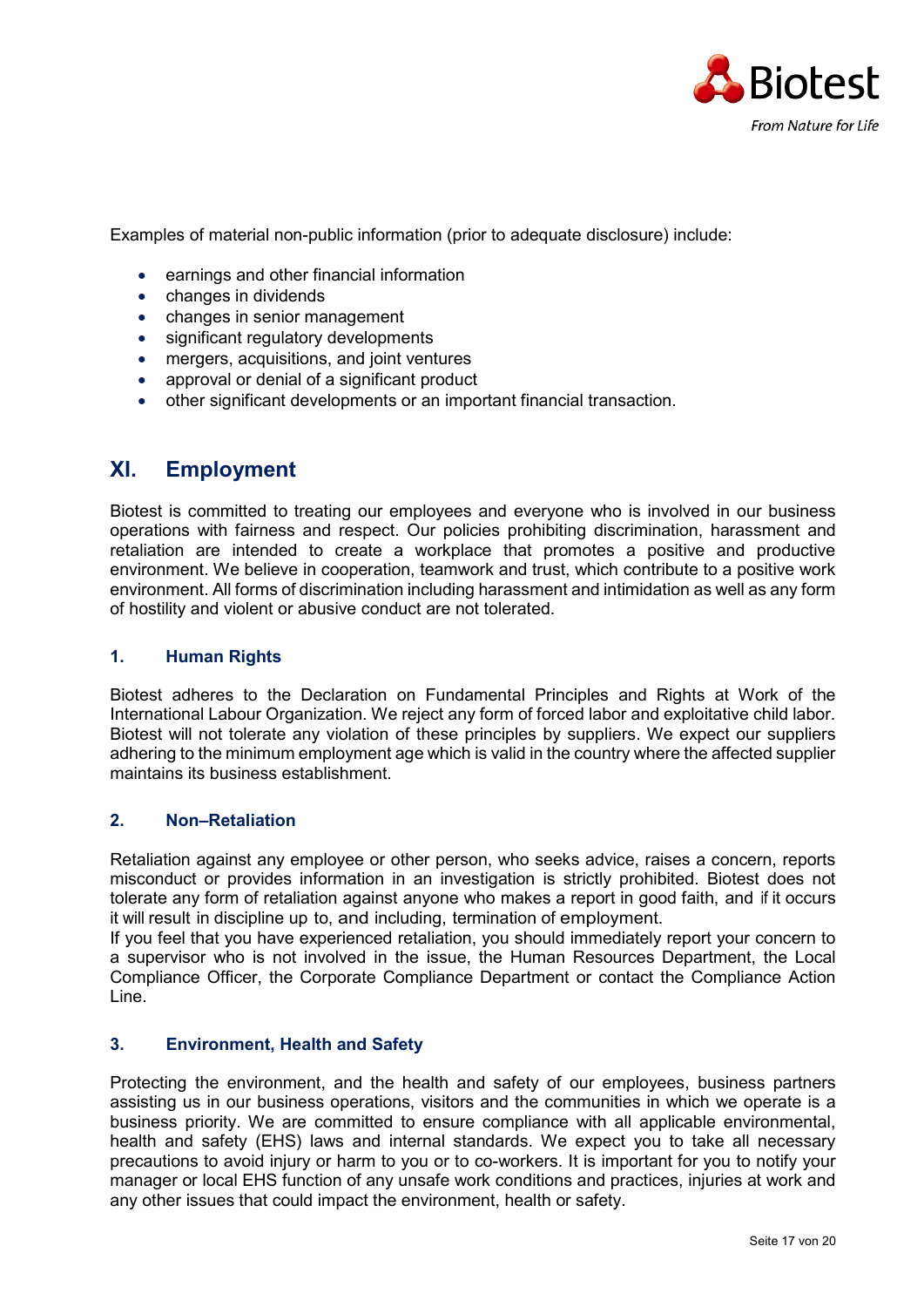Examples of material non-public information (prior to adequate disclosure) include:

- earnings and other financial information
- changes in dividends
- changes in senior management
- significant regulatory developments
- mergers, acquisitions, and joint ventures
- approval or denial of a significant product
- other significant developments or an important financial transaction.

## XI. Employment

Biotest is committed to treating our employees and everyone who is involved in our business operations with fairness and respect. Our policies prohibiting discrimination, harassment and retaliation are intended to create a workplace that promotes a positive and productive environment. We believe in cooperation, teamwork and trust, which contribute to a positive work environment. All forms of discrimination including harassment and intimidation as well as any form of hostility and violent or abusive conduct are not tolerated.

### 1. Human Rights

Biotest adheres to the Declaration on Fundamental Principles and Rights at Work of the International Labour Organization. We reject any form of forced labor and exploitative child labor. Biotest will not tolerate any violation of these principles by suppliers. We expect our suppliers adhering to the minimum employment age which is valid in the country where the affected supplier maintains its business establishment.

### 2. Non–Retaliation

Retaliation against any employee or other person, who seeks advice, raises a concern, reports misconduct or provides information in an investigation is strictly prohibited. Biotest does not tolerate any form of retaliation against anyone who makes a report in good faith, and if it occurs it will result in discipline up to, and including, termination of employment.
If you feel that you have experienced retaliation, you should immediately report your concern to a supervisor who is not involved in the issue, the Human Resources Department, the Local Compliance Officer, the Corporate Compliance Department or contact the Compliance Action Line.

### 3. Environment, Health and Safety

Protecting the environment, and the health and safety of our employees, business partners assisting us in our business operations, visitors and the communities in which we operate is a business priority. We are committed to ensure compliance with all applicable environmental, health and safety (EHS) laws and internal standards. We expect you to take all necessary precautions to avoid injury or harm to you or to co-workers. It is important for you to notify your manager or local EHS function of any unsafe work conditions and practices, injuries at work and any other issues that could impact the environment, health or safety.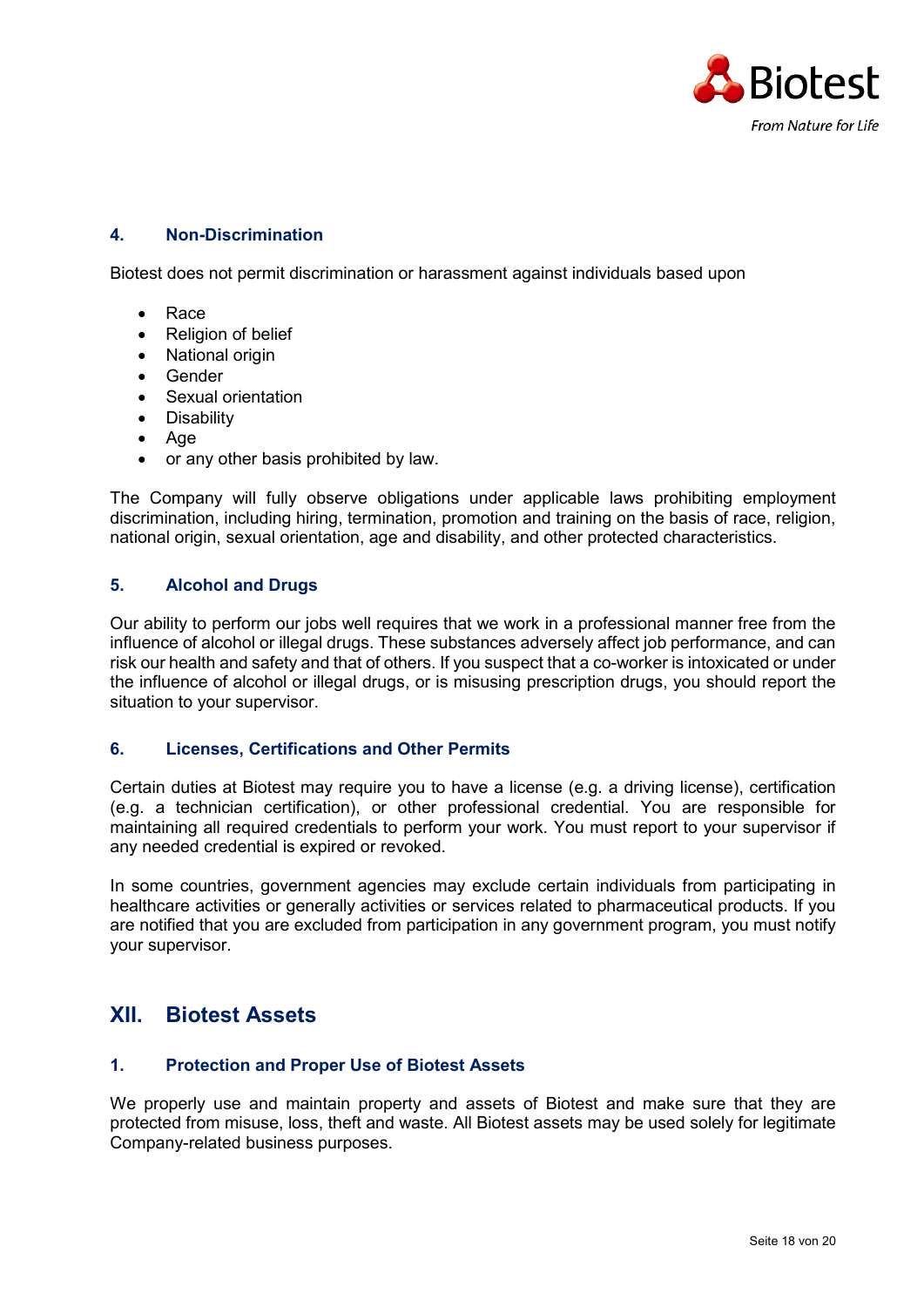### 4. Non-Discrimination

Biotest does not permit discrimination or harassment against individuals based upon

- Race
- Religion of belief
- National origin
- Gender
- Sexual orientation
- Disability
- Age
- or any other basis prohibited by law.

The Company will fully observe obligations under applicable laws prohibiting employment discrimination, including hiring, termination, promotion and training on the basis of race, religion, national origin, sexual orientation, age and disability, and other protected characteristics.

### 5. Alcohol and Drugs

Our ability to perform our jobs well requires that we work in a professional manner free from the influence of alcohol or illegal drugs. These substances adversely affect job performance, and can risk our health and safety and that of others. If you suspect that a co-worker is intoxicated or under the influence of alcohol or illegal drugs, or is misusing prescription drugs, you should report the situation to your supervisor.

### 6. Licenses, Certifications and Other Permits

Certain duties at Biotest may require you to have a license (e.g. a driving license), certification (e.g. a technician certification), or other professional credential. You are responsible for maintaining all required credentials to perform your work. You must report to your supervisor if any needed credential is expired or revoked.

In some countries, government agencies may exclude certain individuals from participating in healthcare activities or generally activities or services related to pharmaceutical products. If you are notified that you are excluded from participation in any government program, you must notify your supervisor.

## XII. Biotest Assets

### 1. Protection and Proper Use of Biotest Assets

We properly use and maintain property and assets of Biotest and make sure that they are protected from misuse, loss, theft and waste. All Biotest assets may be used solely for legitimate Company-related business purposes.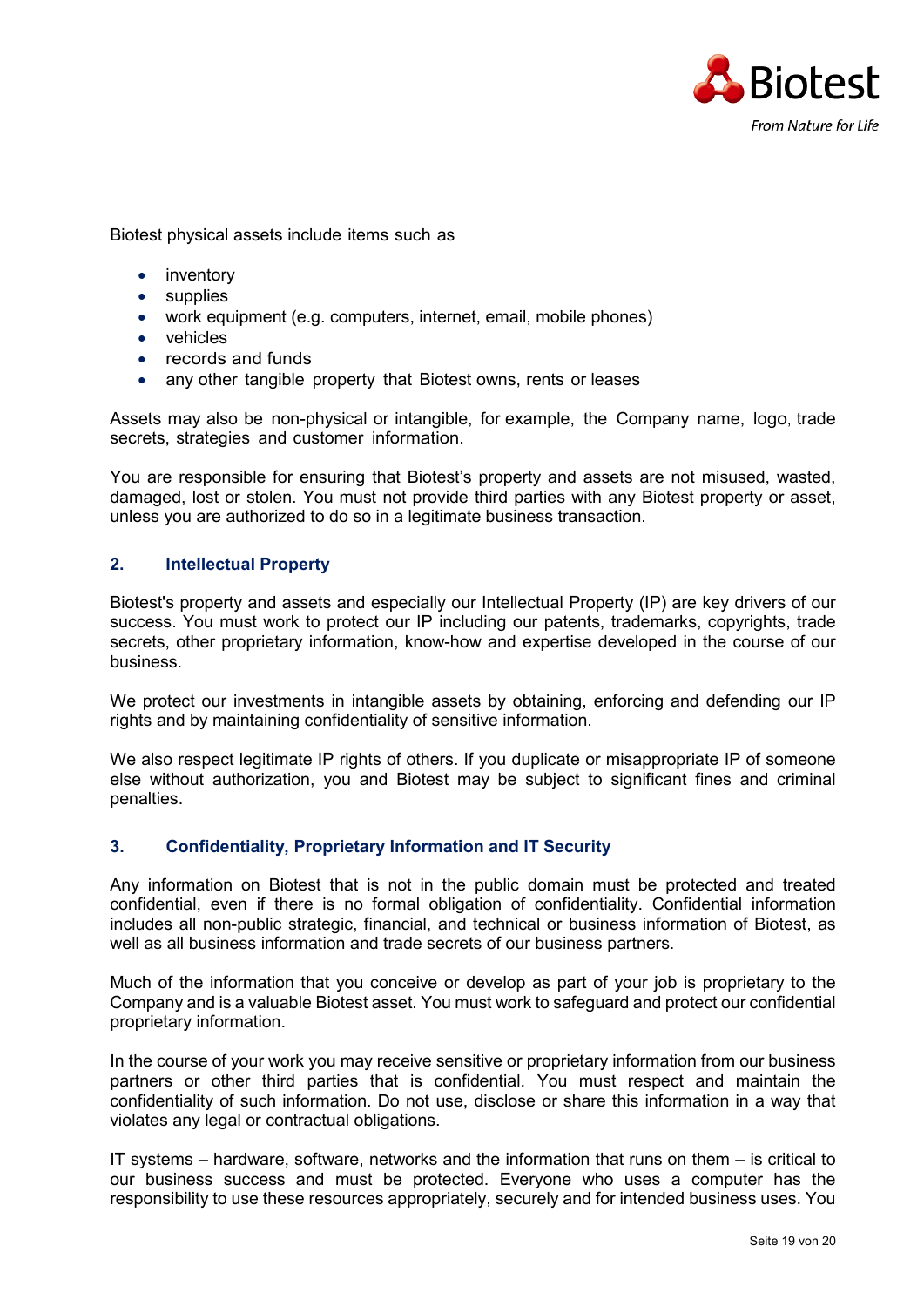Biotest physical assets include items such as

- inventory
- supplies
- work equipment (e.g. computers, internet, email, mobile phones)
- vehicles
- records and funds
- any other tangible property that Biotest owns, rents or leases

Assets may also be non-physical or intangible, for example, the Company name, logo, trade secrets, strategies and customer information.

You are responsible for ensuring that Biotest's property and assets are not misused, wasted, damaged, lost or stolen. You must not provide third parties with any Biotest property or asset, unless you are authorized to do so in a legitimate business transaction.

## 2. Intellectual Property

Biotest's property and assets and especially our Intellectual Property (IP) are key drivers of our success. You must work to protect our IP including our patents, trademarks, copyrights, trade secrets, other proprietary information, know-how and expertise developed in the course of our business.

We protect our investments in intangible assets by obtaining, enforcing and defending our IP rights and by maintaining confidentiality of sensitive information.

We also respect legitimate IP rights of others. If you duplicate or misappropriate IP of someone else without authorization, you and Biotest may be subject to significant fines and criminal penalties.

## 3. Confidentiality, Proprietary Information and IT Security

Any information on Biotest that is not in the public domain must be protected and treated confidential, even if there is no formal obligation of confidentiality. Confidential information includes all non-public strategic, financial, and technical or business information of Biotest, as well as all business information and trade secrets of our business partners.

Much of the information that you conceive or develop as part of your job is proprietary to the Company and is a valuable Biotest asset. You must work to safeguard and protect our confidential proprietary information.

In the course of your work you may receive sensitive or proprietary information from our business partners or other third parties that is confidential. You must respect and maintain the confidentiality of such information. Do not use, disclose or share this information in a way that violates any legal or contractual obligations.

IT systems – hardware, software, networks and the information that runs on them – is critical to our business success and must be protected. Everyone who uses a computer has the responsibility to use these resources appropriately, securely and for intended business uses. You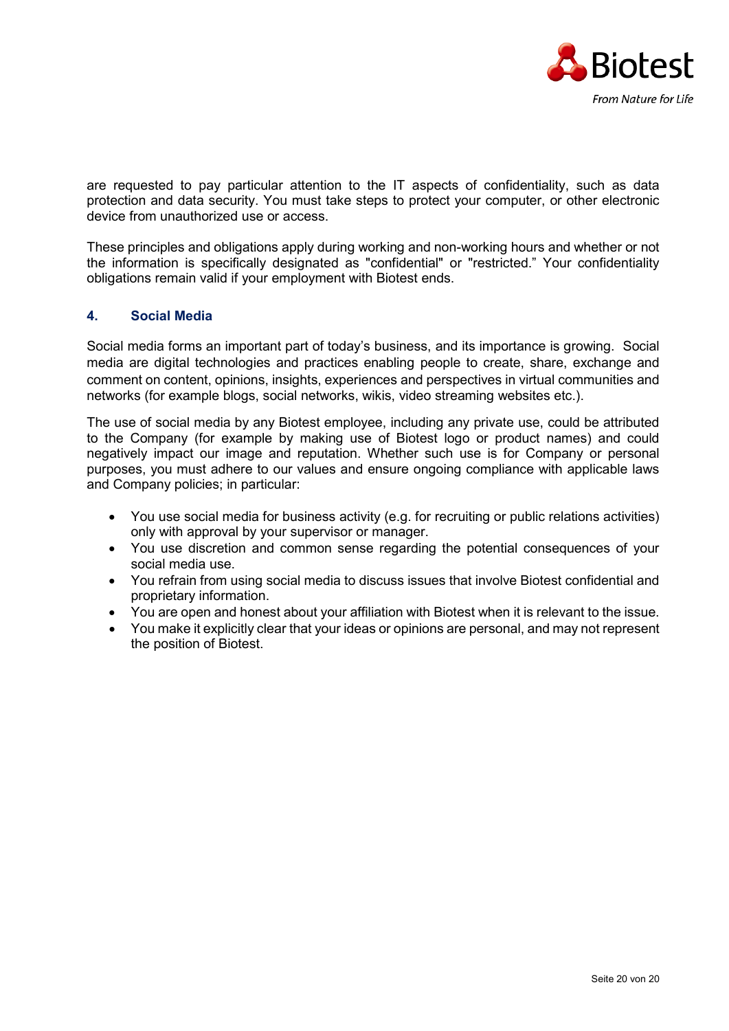are requested to pay particular attention to the IT aspects of confidentiality, such as data protection and data security. You must take steps to protect your computer, or other electronic device from unauthorized use or access.

These principles and obligations apply during working and non-working hours and whether or not the information is specifically designated as "confidential" or "restricted." Your confidentiality obligations remain valid if your employment with Biotest ends.

## 4. Social Media

Social media forms an important part of today's business, and its importance is growing. Social media are digital technologies and practices enabling people to create, share, exchange and comment on content, opinions, insights, experiences and perspectives in virtual communities and networks (for example blogs, social networks, wikis, video streaming websites etc.).

The use of social media by any Biotest employee, including any private use, could be attributed to the Company (for example by making use of Biotest logo or product names) and could negatively impact our image and reputation. Whether such use is for Company or personal purposes, you must adhere to our values and ensure ongoing compliance with applicable laws and Company policies; in particular:

- You use social media for business activity (e.g. for recruiting or public relations activities) only with approval by your supervisor or manager.
- You use discretion and common sense regarding the potential consequences of your social media use.
- You refrain from using social media to discuss issues that involve Biotest confidential and proprietary information.
- You are open and honest about your affiliation with Biotest when it is relevant to the issue.
- You make it explicitly clear that your ideas or opinions are personal, and may not represent the position of Biotest.